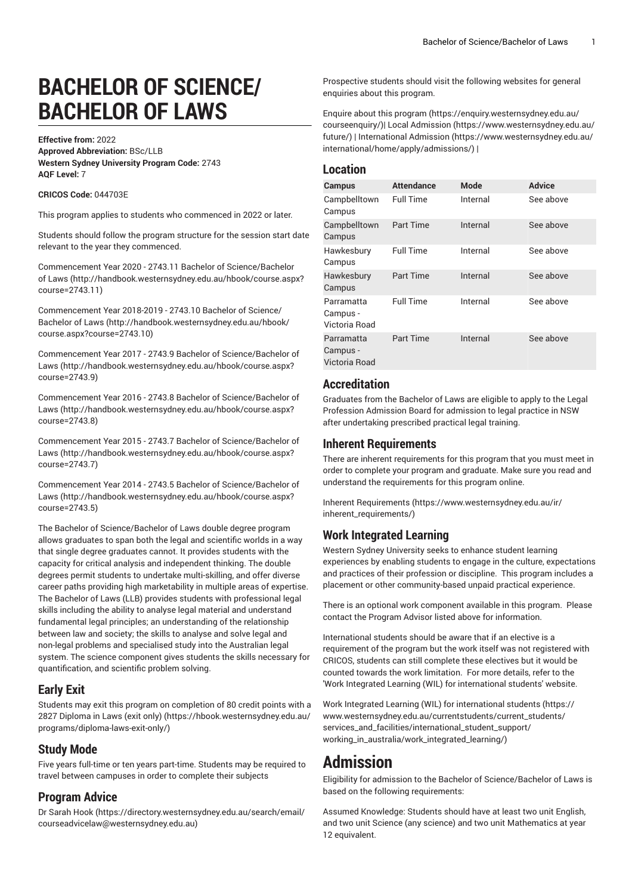# BACHELOR OF SCIENCE/ BACHELOR OF LAWS

**Effective from:** 2022
**Approved Abbreviation:** BSc/LLB
**Western Sydney University Program Code:** 2743
**AQF Level:** 7

**CRICOS Code:** 044703E

This program applies to students who commenced in 2022 or later.

Students should follow the program structure for the session start date relevant to the year they commenced.

Commencement Year 2020 - 2743.11 Bachelor of Science/Bachelor of Laws (http://handbook.westernsydney.edu.au/hbook/course.aspx?course=2743.11)

Commencement Year 2018-2019 - 2743.10 Bachelor of Science/Bachelor of Laws (http://handbook.westernsydney.edu.au/hbook/course.aspx?course=2743.10)

Commencement Year 2017 - 2743.9 Bachelor of Science/Bachelor of Laws (http://handbook.westernsydney.edu.au/hbook/course.aspx?course=2743.9)

Commencement Year 2016 - 2743.8 Bachelor of Science/Bachelor of Laws (http://handbook.westernsydney.edu.au/hbook/course.aspx?course=2743.8)

Commencement Year 2015 - 2743.7 Bachelor of Science/Bachelor of Laws (http://handbook.westernsydney.edu.au/hbook/course.aspx?course=2743.7)

Commencement Year 2014 - 2743.5 Bachelor of Science/Bachelor of Laws (http://handbook.westernsydney.edu.au/hbook/course.aspx?course=2743.5)

The Bachelor of Science/Bachelor of Laws double degree program allows graduates to span both the legal and scientific worlds in a way that single degree graduates cannot. It provides students with the capacity for critical analysis and independent thinking. The double degrees permit students to undertake multi-skilling, and offer diverse career paths providing high marketability in multiple areas of expertise. The Bachelor of Laws (LLB) provides students with professional legal skills including the ability to analyse legal material and understand fundamental legal principles; an understanding of the relationship between law and society; the skills to analyse and solve legal and non-legal problems and specialised study into the Australian legal system. The science component gives students the skills necessary for quantification, and scientific problem solving.

## Early Exit

Students may exit this program on completion of 80 credit points with a 2827 Diploma in Laws (exit only) (https://hbook.westernsydney.edu.au/programs/diploma-laws-exit-only/)

## Study Mode

Five years full-time or ten years part-time. Students may be required to travel between campuses in order to complete their subjects

## Program Advice

Dr Sarah Hook (https://directory.westernsydney.edu.au/search/email/courseadvicelaw@westernsydney.edu.au)

Prospective students should visit the following websites for general enquiries about this program.

Enquire about this program (https://enquiry.westernsydney.edu.au/courseenquiry/)| Local Admission (https://www.westernsydney.edu.au/future/) | International Admission (https://www.westernsydney.edu.au/international/home/apply/admissions/) |

## Location

| Campus | Attendance | Mode | Advice |
|---|---|---|---|
| Campbelltown Campus | Full Time | Internal | See above |
| Campbelltown Campus | Part Time | Internal | See above |
| Hawkesbury Campus | Full Time | Internal | See above |
| Hawkesbury Campus | Part Time | Internal | See above |
| Parramatta Campus - Victoria Road | Full Time | Internal | See above |
| Parramatta Campus - Victoria Road | Part Time | Internal | See above |

## Accreditation

Graduates from the Bachelor of Laws are eligible to apply to the Legal Profession Admission Board for admission to legal practice in NSW after undertaking prescribed practical legal training.

## Inherent Requirements

There are inherent requirements for this program that you must meet in order to complete your program and graduate. Make sure you read and understand the requirements for this program online.

Inherent Requirements (https://www.westernsydney.edu.au/ir/inherent_requirements/)

## Work Integrated Learning

Western Sydney University seeks to enhance student learning experiences by enabling students to engage in the culture, expectations and practices of their profession or discipline. This program includes a placement or other community-based unpaid practical experience.

There is an optional work component available in this program. Please contact the Program Advisor listed above for information.

International students should be aware that if an elective is a requirement of the program but the work itself was not registered with CRICOS, students can still complete these electives but it would be counted towards the work limitation. For more details, refer to the 'Work Integrated Learning (WIL) for international students' website.

Work Integrated Learning (WIL) for international students (https://www.westernsydney.edu.au/currentstudents/current_students/services_and_facilities/international_student_support/working_in_australia/work_integrated_learning/)

# Admission

Eligibility for admission to the Bachelor of Science/Bachelor of Laws is based on the following requirements:

Assumed Knowledge: Students should have at least two unit English, and two unit Science (any science) and two unit Mathematics at year 12 equivalent.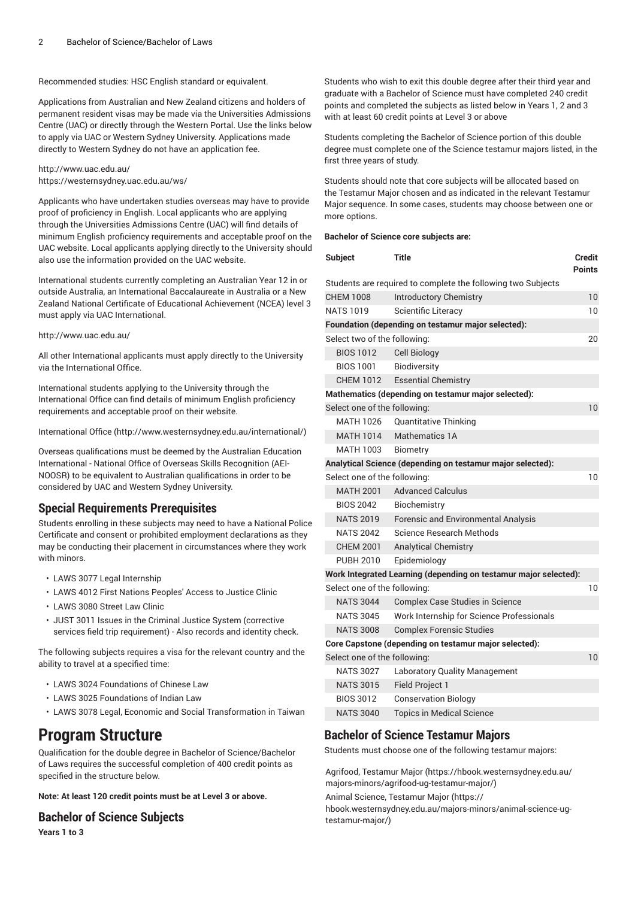Recommended studies: HSC English standard or equivalent.

Applications from Australian and New Zealand citizens and holders of permanent resident visas may be made via the Universities Admissions Centre (UAC) or directly through the Western Portal. Use the links below to apply via UAC or Western Sydney University. Applications made directly to Western Sydney do not have an application fee.

http://www.uac.edu.au/
https://westernsydney.uac.edu.au/ws/

Applicants who have undertaken studies overseas may have to provide proof of proficiency in English. Local applicants who are applying through the Universities Admissions Centre (UAC) will find details of minimum English proficiency requirements and acceptable proof on the UAC website. Local applicants applying directly to the University should also use the information provided on the UAC website.

International students currently completing an Australian Year 12 in or outside Australia, an International Baccalaureate in Australia or a New Zealand National Certificate of Educational Achievement (NCEA) level 3 must apply via UAC International.

http://www.uac.edu.au/

All other International applicants must apply directly to the University via the International Office.

International students applying to the University through the International Office can find details of minimum English proficiency requirements and acceptable proof on their website.

International Office (http://www.westernsydney.edu.au/international/)

Overseas qualifications must be deemed by the Australian Education International - National Office of Overseas Skills Recognition (AEI-NOOSR) to be equivalent to Australian qualifications in order to be considered by UAC and Western Sydney University.

## Special Requirements Prerequisites

Students enrolling in these subjects may need to have a National Police Certificate and consent or prohibited employment declarations as they may be conducting their placement in circumstances where they work with minors.

- LAWS 3077 Legal Internship
- LAWS 4012 First Nations Peoples' Access to Justice Clinic
- LAWS 3080 Street Law Clinic
- JUST 3011 Issues in the Criminal Justice System (corrective services field trip requirement) - Also records and identity check.

The following subjects requires a visa for the relevant country and the ability to travel at a specified time:

- LAWS 3024 Foundations of Chinese Law
- LAWS 3025 Foundations of Indian Law
- LAWS 3078 Legal, Economic and Social Transformation in Taiwan

# Program Structure

Qualification for the double degree in Bachelor of Science/Bachelor of Laws requires the successful completion of 400 credit points as specified in the structure below.

**Note: At least 120 credit points must be at Level 3 or above.**

## Bachelor of Science Subjects

**Years 1 to 3**

Students who wish to exit this double degree after their third year and graduate with a Bachelor of Science must have completed 240 credit points and completed the subjects as listed below in Years 1, 2 and 3 with at least 60 credit points at Level 3 or above

Students completing the Bachelor of Science portion of this double degree must complete one of the Science testamur majors listed, in the first three years of study.

Students should note that core subjects will be allocated based on the Testamur Major chosen and as indicated in the relevant Testamur Major sequence. In some cases, students may choose between one or more options.

**Bachelor of Science core subjects are:**

| Subject | Title | Credit Points |
|---|---|---|
| Students are required to complete the following two Subjects | | |
| CHEM 1008 | Introductory Chemistry | 10 |
| NATS 1019 | Scientific Literacy | 10 |
| **Foundation (depending on testamur major selected):** | | |
| Select two of the following: | | 20 |
| BIOS 1012 | Cell Biology | |
| BIOS 1001 | Biodiversity | |
| CHEM 1012 | Essential Chemistry | |
| **Mathematics (depending on testamur major selected):** | | |
| Select one of the following: | | 10 |
| MATH 1026 | Quantitative Thinking | |
| MATH 1014 | Mathematics 1A | |
| MATH 1003 | Biometry | |
| **Analytical Science (depending on testamur major selected):** | | |
| Select one of the following: | | 10 |
| MATH 2001 | Advanced Calculus | |
| BIOS 2042 | Biochemistry | |
| NATS 2019 | Forensic and Environmental Analysis | |
| NATS 2042 | Science Research Methods | |
| CHEM 2001 | Analytical Chemistry | |
| PUBH 2010 | Epidemiology | |
| **Work Integrated Learning (depending on testamur major selected):** | | |
| Select one of the following: | | 10 |
| NATS 3044 | Complex Case Studies in Science | |
| NATS 3045 | Work Internship for Science Professionals | |
| NATS 3008 | Complex Forensic Studies | |
| **Core Capstone (depending on testamur major selected):** | | |
| Select one of the following: | | 10 |
| NATS 3027 | Laboratory Quality Management | |
| NATS 3015 | Field Project 1 | |
| BIOS 3012 | Conservation Biology | |
| NATS 3040 | Topics in Medical Science | |

## Bachelor of Science Testamur Majors

Students must choose one of the following testamur majors:

Agrifood, Testamur Major (https://hbook.westernsydney.edu.au/majors-minors/agrifood-ug-testamur-major/)

Animal Science, Testamur Major (https://hbook.westernsydney.edu.au/majors-minors/animal-science-ug-testamur-major/)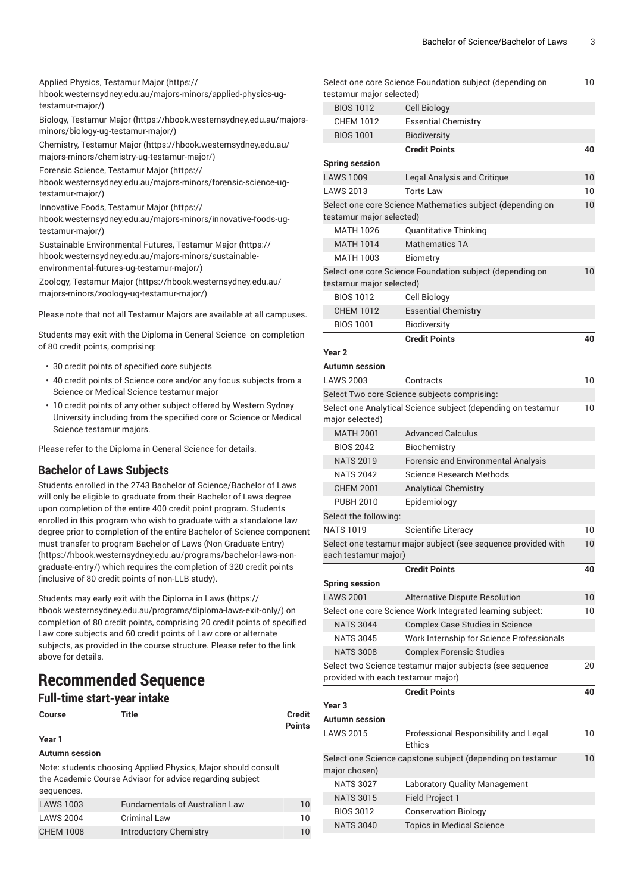Applied Physics, Testamur Major (https://hbook.westernsydney.edu.au/majors-minors/applied-physics-ug-testamur-major/)

Biology, Testamur Major (https://hbook.westernsydney.edu.au/majors-minors/biology-ug-testamur-major/)

Chemistry, Testamur Major (https://hbook.westernsydney.edu.au/majors-minors/chemistry-ug-testamur-major/)

Forensic Science, Testamur Major (https://hbook.westernsydney.edu.au/majors-minors/forensic-science-ug-testamur-major/)

Innovative Foods, Testamur Major (https://hbook.westernsydney.edu.au/majors-minors/innovative-foods-ug-testamur-major/)

Sustainable Environmental Futures, Testamur Major (https://hbook.westernsydney.edu.au/majors-minors/sustainable-environmental-futures-ug-testamur-major/)

Zoology, Testamur Major (https://hbook.westernsydney.edu.au/majors-minors/zoology-ug-testamur-major/)

Please note that not all Testamur Majors are available at all campuses.

Students may exit with the Diploma in General Science on completion of 80 credit points, comprising:

- 30 credit points of specified core subjects
- 40 credit points of Science core and/or any focus subjects from a Science or Medical Science testamur major
- 10 credit points of any other subject offered by Western Sydney University including from the specified core or Science or Medical Science testamur majors.

Please refer to the Diploma in General Science for details.

## Bachelor of Laws Subjects

Students enrolled in the 2743 Bachelor of Science/Bachelor of Laws will only be eligible to graduate from their Bachelor of Laws degree upon completion of the entire 400 credit point program. Students enrolled in this program who wish to graduate with a standalone law degree prior to completion of the entire Bachelor of Science component must transfer to program Bachelor of Laws (Non Graduate Entry) (https://hbook.westernsydney.edu.au/programs/bachelor-laws-non-graduate-entry/) which requires the completion of 320 credit points (inclusive of 80 credit points of non-LLB study).

Students may early exit with the Diploma in Laws (https://hbook.westernsydney.edu.au/programs/diploma-laws-exit-only/) on completion of 80 credit points, comprising 20 credit points of specified Law core subjects and 60 credit points of Law core or alternate subjects, as provided in the course structure. Please refer to the link above for details.

# Recommended Sequence

## Full-time start-year intake

| Course | Title | Credit Points |
|---|---|---|
| **Year 1** | | |
| **Autumn session** | | |
| Note: students choosing Applied Physics, Major should consult the Academic Course Advisor for advice regarding subject sequences. | | |
| LAWS 1003 | Fundamentals of Australian Law | 10 |
| LAWS 2004 | Criminal Law | 10 |
| CHEM 1008 | Introductory Chemistry | 10 |
| Select one core Science Foundation subject (depending on testamur major selected) | | 10 |
| BIOS 1012 | Cell Biology | |
| CHEM 1012 | Essential Chemistry | |
| BIOS 1001 | Biodiversity | |
| | **Credit Points** | **40** |
| **Spring session** | | |
| LAWS 1009 | Legal Analysis and Critique | 10 |
| LAWS 2013 | Torts Law | 10 |
| Select one core Science Mathematics subject (depending on testamur major selected) | | 10 |
| MATH 1026 | Quantitative Thinking | |
| MATH 1014 | Mathematics 1A | |
| MATH 1003 | Biometry | |
| Select one core Science Foundation subject (depending on testamur major selected) | | 10 |
| BIOS 1012 | Cell Biology | |
| CHEM 1012 | Essential Chemistry | |
| BIOS 1001 | Biodiversity | |
| | **Credit Points** | **40** |
| **Year 2** | | |
| **Autumn session** | | |
| LAWS 2003 | Contracts | 10 |
| Select Two core Science subjects comprising: | | |
| Select one Analytical Science subject (depending on testamur major selected) | | 10 |
| MATH 2001 | Advanced Calculus | |
| BIOS 2042 | Biochemistry | |
| NATS 2019 | Forensic and Environmental Analysis | |
| NATS 2042 | Science Research Methods | |
| CHEM 2001 | Analytical Chemistry | |
| PUBH 2010 | Epidemiology | |
| Select the following: | | |
| NATS 1019 | Scientific Literacy | 10 |
| Select one testamur major subject (see sequence provided with each testamur major) | | 10 |
| | **Credit Points** | **40** |
| **Spring session** | | |
| LAWS 2001 | Alternative Dispute Resolution | 10 |
| Select one core Science Work Integrated learning subject: | | 10 |
| NATS 3044 | Complex Case Studies in Science | |
| NATS 3045 | Work Internship for Science Professionals | |
| NATS 3008 | Complex Forensic Studies | |
| Select two Science testamur major subjects (see sequence provided with each testamur major) | | 20 |
| | **Credit Points** | **40** |
| **Year 3** | | |
| **Autumn session** | | |
| LAWS 2015 | Professional Responsibility and Legal Ethics | 10 |
| Select one Science capstone subject (depending on testamur major chosen) | | 10 |
| NATS 3027 | Laboratory Quality Management | |
| NATS 3015 | Field Project 1 | |
| BIOS 3012 | Conservation Biology | |
| NATS 3040 | Topics in Medical Science | |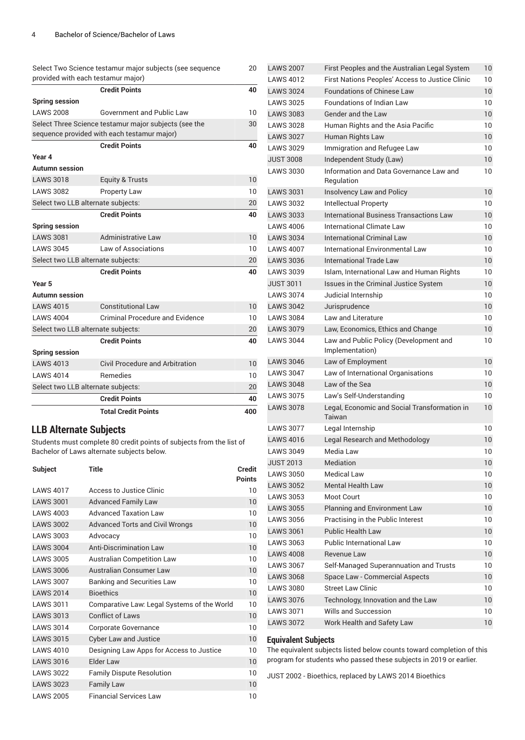| | | |
|---|---|---|
| Select Two Science testamur major subjects (see sequence provided with each testamur major) | | 20 |
| | **Credit Points** | **40** |
| **Spring session** | | |
| LAWS 2008 | Government and Public Law | 10 |
| Select Three Science testamur major subjects (see the sequence provided with each testamur major) | | 30 |
| | **Credit Points** | **40** |
| **Year 4** | | |
| **Autumn session** | | |
| LAWS 3018 | Equity & Trusts | 10 |
| LAWS 3082 | Property Law | 10 |
| Select two LLB alternate subjects: | | 20 |
| | **Credit Points** | **40** |
| **Spring session** | | |
| LAWS 3081 | Administrative Law | 10 |
| LAWS 3045 | Law of Associations | 10 |
| Select two LLB alternate subjects: | | 20 |
| | **Credit Points** | **40** |
| **Year 5** | | |
| **Autumn session** | | |
| LAWS 4015 | Constitutional Law | 10 |
| LAWS 4004 | Criminal Procedure and Evidence | 10 |
| Select two LLB alternate subjects: | | 20 |
| | **Credit Points** | **40** |
| **Spring session** | | |
| LAWS 4013 | Civil Procedure and Arbitration | 10 |
| LAWS 4014 | Remedies | 10 |
| Select two LLB alternate subjects: | | 20 |
| | **Credit Points** | **40** |
| | **Total Credit Points** | **400** |

## LLB Alternate Subjects

Students must complete 80 credit points of subjects from the list of Bachelor of Laws alternate subjects below.

| Subject | Title | Credit Points |
|---|---|---|
| LAWS 4017 | Access to Justice Clinic | 10 |
| LAWS 3001 | Advanced Family Law | 10 |
| LAWS 4003 | Advanced Taxation Law | 10 |
| LAWS 3002 | Advanced Torts and Civil Wrongs | 10 |
| LAWS 3003 | Advocacy | 10 |
| LAWS 3004 | Anti-Discrimination Law | 10 |
| LAWS 3005 | Australian Competition Law | 10 |
| LAWS 3006 | Australian Consumer Law | 10 |
| LAWS 3007 | Banking and Securities Law | 10 |
| LAWS 2014 | Bioethics | 10 |
| LAWS 3011 | Comparative Law: Legal Systems of the World | 10 |
| LAWS 3013 | Conflict of Laws | 10 |
| LAWS 3014 | Corporate Governance | 10 |
| LAWS 3015 | Cyber Law and Justice | 10 |
| LAWS 4010 | Designing Law Apps for Access to Justice | 10 |
| LAWS 3016 | Elder Law | 10 |
| LAWS 3022 | Family Dispute Resolution | 10 |
| LAWS 3023 | Family Law | 10 |
| LAWS 2005 | Financial Services Law | 10 |
| LAWS 2007 | First Peoples and the Australian Legal System | 10 |
| LAWS 4012 | First Nations Peoples' Access to Justice Clinic | 10 |
| LAWS 3024 | Foundations of Chinese Law | 10 |
| LAWS 3025 | Foundations of Indian Law | 10 |
| LAWS 3083 | Gender and the Law | 10 |
| LAWS 3028 | Human Rights and the Asia Pacific | 10 |
| LAWS 3027 | Human Rights Law | 10 |
| LAWS 3029 | Immigration and Refugee Law | 10 |
| JUST 3008 | Independent Study (Law) | 10 |
| LAWS 3030 | Information and Data Governance Law and Regulation | 10 |
| LAWS 3031 | Insolvency Law and Policy | 10 |
| LAWS 3032 | Intellectual Property | 10 |
| LAWS 3033 | International Business Transactions Law | 10 |
| LAWS 4006 | International Climate Law | 10 |
| LAWS 3034 | International Criminal Law | 10 |
| LAWS 4007 | International Environmental Law | 10 |
| LAWS 3036 | International Trade Law | 10 |
| LAWS 3039 | Islam, International Law and Human Rights | 10 |
| JUST 3011 | Issues in the Criminal Justice System | 10 |
| LAWS 3074 | Judicial Internship | 10 |
| LAWS 3042 | Jurisprudence | 10 |
| LAWS 3084 | Law and Literature | 10 |
| LAWS 3079 | Law, Economics, Ethics and Change | 10 |
| LAWS 3044 | Law and Public Policy (Development and Implementation) | 10 |
| LAWS 3046 | Law of Employment | 10 |
| LAWS 3047 | Law of International Organisations | 10 |
| LAWS 3048 | Law of the Sea | 10 |
| LAWS 3075 | Law's Self-Understanding | 10 |
| LAWS 3078 | Legal, Economic and Social Transformation in Taiwan | 10 |
| LAWS 3077 | Legal Internship | 10 |
| LAWS 4016 | Legal Research and Methodology | 10 |
| LAWS 3049 | Media Law | 10 |
| JUST 2013 | Mediation | 10 |
| LAWS 3050 | Medical Law | 10 |
| LAWS 3052 | Mental Health Law | 10 |
| LAWS 3053 | Moot Court | 10 |
| LAWS 3055 | Planning and Environment Law | 10 |
| LAWS 3056 | Practising in the Public Interest | 10 |
| LAWS 3061 | Public Health Law | 10 |
| LAWS 3063 | Public International Law | 10 |
| LAWS 4008 | Revenue Law | 10 |
| LAWS 3067 | Self-Managed Superannuation and Trusts | 10 |
| LAWS 3068 | Space Law - Commercial Aspects | 10 |
| LAWS 3080 | Street Law Clinic | 10 |
| LAWS 3076 | Technology, Innovation and the Law | 10 |
| LAWS 3071 | Wills and Succession | 10 |
| LAWS 3072 | Work Health and Safety Law | 10 |

### Equivalent Subjects

The equivalent subjects listed below counts toward completion of this program for students who passed these subjects in 2019 or earlier.

JUST 2002 - Bioethics, replaced by LAWS 2014 Bioethics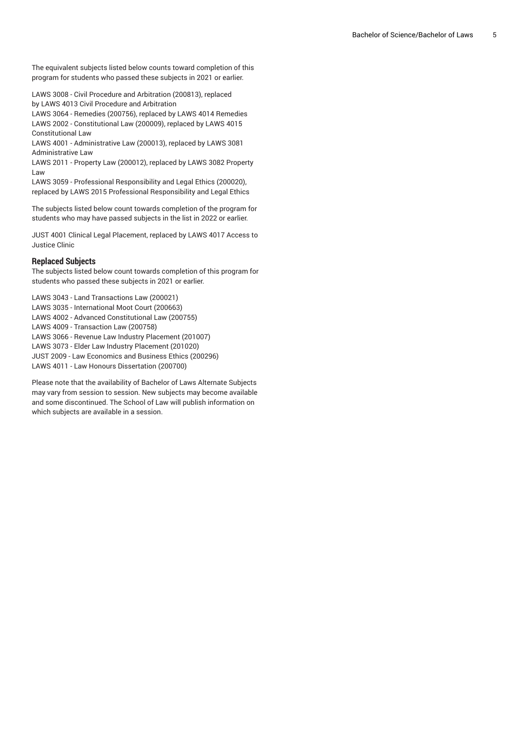The equivalent subjects listed below counts toward completion of this program for students who passed these subjects in 2021 or earlier.

LAWS 3008 - Civil Procedure and Arbitration (200813), replaced by LAWS 4013 Civil Procedure and Arbitration
LAWS 3064 - Remedies (200756), replaced by LAWS 4014 Remedies
LAWS 2002 - Constitutional Law (200009), replaced by LAWS 4015 Constitutional Law
LAWS 4001 - Administrative Law (200013), replaced by LAWS 3081 Administrative Law
LAWS 2011 - Property Law (200012), replaced by LAWS 3082 Property Law
LAWS 3059 - Professional Responsibility and Legal Ethics (200020), replaced by LAWS 2015 Professional Responsibility and Legal Ethics

The subjects listed below count towards completion of the program for students who may have passed subjects in the list in 2022 or earlier.

JUST 4001 Clinical Legal Placement, replaced by LAWS 4017 Access to Justice Clinic

#### Replaced Subjects

The subjects listed below count towards completion of this program for students who passed these subjects in 2021 or earlier.

LAWS 3043 - Land Transactions Law (200021)
LAWS 3035 - International Moot Court (200663)
LAWS 4002 - Advanced Constitutional Law (200755)
LAWS 4009 - Transaction Law (200758)
LAWS 3066 - Revenue Law Industry Placement (201007)
LAWS 3073 - Elder Law Industry Placement (201020)
JUST 2009 - Law Economics and Business Ethics (200296)
LAWS 4011 - Law Honours Dissertation (200700)

Please note that the availability of Bachelor of Laws Alternate Subjects may vary from session to session. New subjects may become available and some discontinued. The School of Law will publish information on which subjects are available in a session.